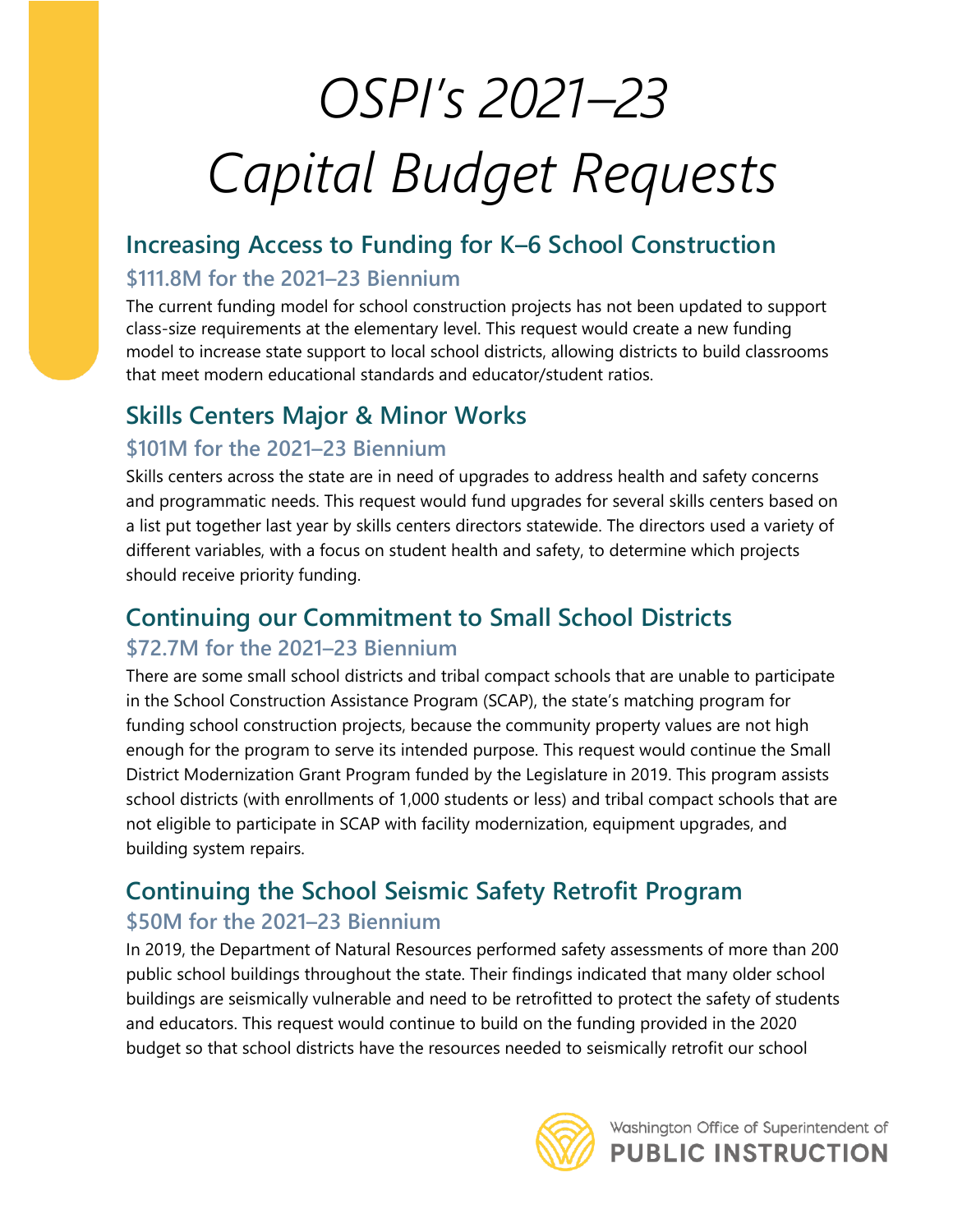# *OSPI's 2021–23 Capital Budget Requests*

## Increasing Access to Funding for K–6 School Construction

### $111.8M for the 2021–23 Biennium

The current funding model for school construction projects has not been updated to support class-size requirements at the elementary level. This request would create a new funding model to increase state support to local school districts, allowing districts to build classrooms that meet modern educational standards and educator/student ratios.

## Skills Centers Major & Minor Works

### $101M for the 2021–23 Biennium

Skills centers across the state are in need of upgrades to address health and safety concerns and programmatic needs. This request would fund upgrades for several skills centers based on a list put together last year by skills centers directors statewide. The directors used a variety of different variables, with a focus on student health and safety, to determine which projects should receive priority funding.

## Continuing our Commitment to Small School Districts

### $72.7M for the 2021–23 Biennium

There are some small school districts and tribal compact schools that are unable to participate in the School Construction Assistance Program (SCAP), the state's matching program for funding school construction projects, because the community property values are not high enough for the program to serve its intended purpose. This request would continue the Small District Modernization Grant Program funded by the Legislature in 2019. This program assists school districts (with enrollments of 1,000 students or less) and tribal compact schools that are not eligible to participate in SCAP with facility modernization, equipment upgrades, and building system repairs.

## Continuing the School Seismic Safety Retrofit Program

### $50M for the 2021–23 Biennium

In 2019, the Department of Natural Resources performed safety assessments of more than 200 public school buildings throughout the state. Their findings indicated that many older school buildings are seismically vulnerable and need to be retrofitted to protect the safety of students and educators. This request would continue to build on the funding provided in the 2020 budget so that school districts have the resources needed to seismically retrofit our school

Washington Office of Superintendent of
**PUBLIC INSTRUCTION**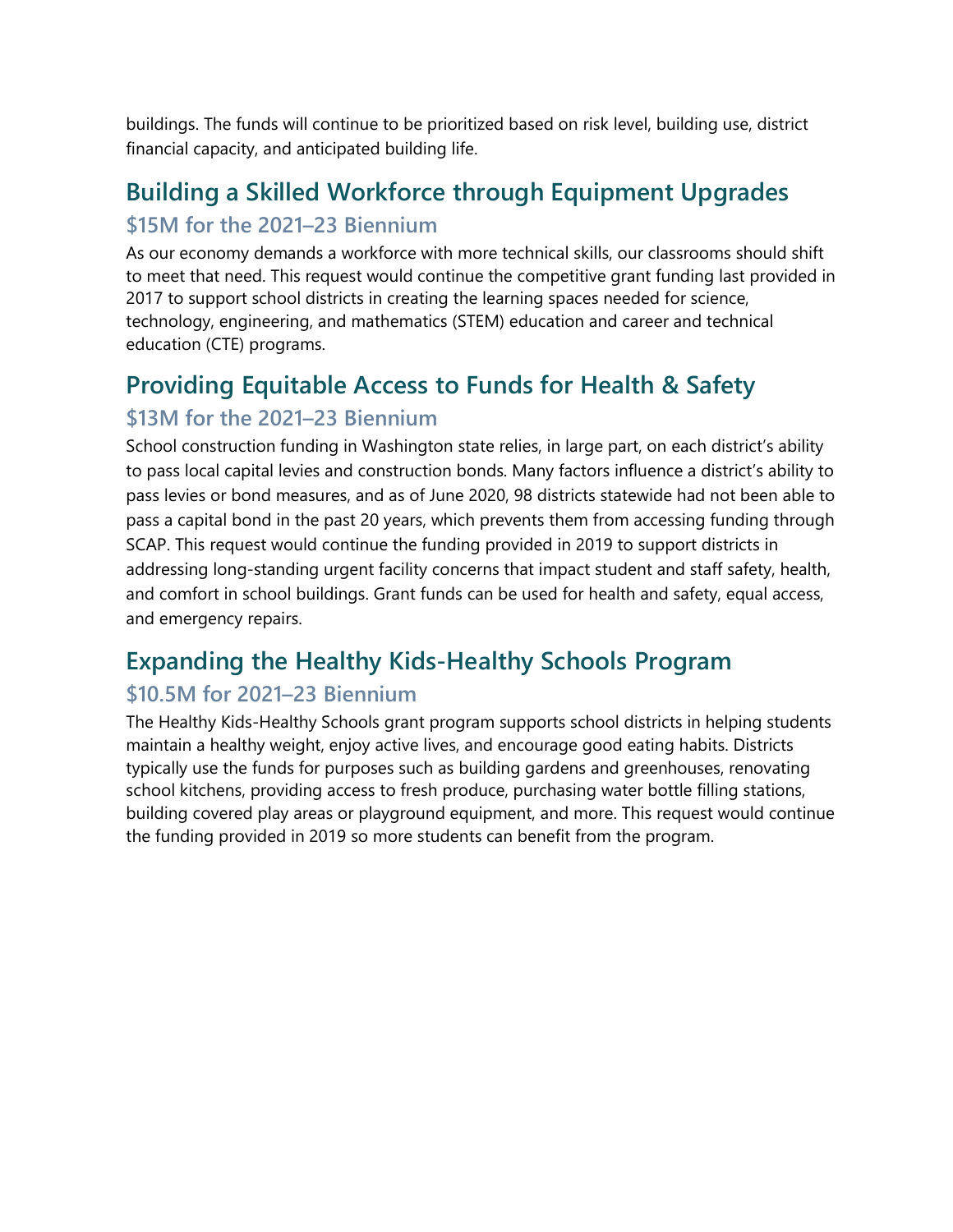buildings. The funds will continue to be prioritized based on risk level, building use, district financial capacity, and anticipated building life.

## Building a Skilled Workforce through Equipment Upgrades

### $15M for the 2021–23 Biennium

As our economy demands a workforce with more technical skills, our classrooms should shift to meet that need. This request would continue the competitive grant funding last provided in 2017 to support school districts in creating the learning spaces needed for science, technology, engineering, and mathematics (STEM) education and career and technical education (CTE) programs.

## Providing Equitable Access to Funds for Health & Safety

### $13M for the 2021–23 Biennium

School construction funding in Washington state relies, in large part, on each district's ability to pass local capital levies and construction bonds. Many factors influence a district's ability to pass levies or bond measures, and as of June 2020, 98 districts statewide had not been able to pass a capital bond in the past 20 years, which prevents them from accessing funding through SCAP. This request would continue the funding provided in 2019 to support districts in addressing long-standing urgent facility concerns that impact student and staff safety, health, and comfort in school buildings. Grant funds can be used for health and safety, equal access, and emergency repairs.

## Expanding the Healthy Kids-Healthy Schools Program

### $10.5M for 2021–23 Biennium

The Healthy Kids-Healthy Schools grant program supports school districts in helping students maintain a healthy weight, enjoy active lives, and encourage good eating habits. Districts typically use the funds for purposes such as building gardens and greenhouses, renovating school kitchens, providing access to fresh produce, purchasing water bottle filling stations, building covered play areas or playground equipment, and more. This request would continue the funding provided in 2019 so more students can benefit from the program.